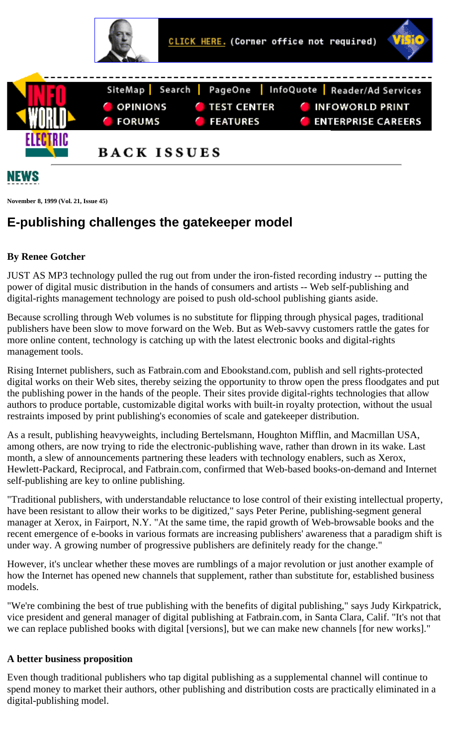November 8, 1999 (Vol. 21, Issue 45)

# E-publishing challenges the gatekeeper model

**By Renee Gotcher**

JUST AS MP3 technology pulled the rug out from under the iron-fisted recording industry -- putting the power of digital music distribution in the hands of consumers and artists -- Web self-publishing and digital-rights management technology are poised to push old-school publishing giants aside.

Because scrolling through Web volumes is no substitute for flipping through physical pages, traditional publishers have been slow to move forward on the Web. But as Web-savvy customers rattle the gates for more online content, technology is catching up with the latest electronic books and digital-rights management tools.

Rising Internet publishers, such as Fatbrain.com and Ebookstand.com, publish and sell rights-protected digital works on their Web sites, thereby seizing the opportunity to throw open the press floodgates and put the publishing power in the hands of the people. Their sites provide digital-rights technologies that allow authors to produce portable, customizable digital works with built-in royalty protection, without the usual restraints imposed by print publishing's economies of scale and gatekeeper distribution.

As a result, publishing heavyweights, including Bertelsmann, Houghton Mifflin, and Macmillan USA, among others, are now trying to ride the electronic-publishing wave, rather than drown in its wake. Last month, a slew of announcements partnering these leaders with technology enablers, such as Xerox, Hewlett-Packard, Reciprocal, and Fatbrain.com, confirmed that Web-based books-on-demand and Internet self-publishing are key to online publishing.

"Traditional publishers, with understandable reluctance to lose control of their existing intellectual property, have been resistant to allow their works to be digitized," says Peter Perine, publishing-segment general manager at Xerox, in Fairport, N.Y. "At the same time, the rapid growth of Web-browsable books and the recent emergence of e-books in various formats are increasing publishers' awareness that a paradigm shift is under way. A growing number of progressive publishers are definitely ready for the change."

However, it's unclear whether these moves are rumblings of a major revolution or just another example of how the Internet has opened new channels that supplement, rather than substitute for, established business models.

"We're combining the best of true publishing with the benefits of digital publishing," says Judy Kirkpatrick, vice president and general manager of digital publishing at Fatbrain.com, in Santa Clara, Calif. "It's not that we can replace published books with digital [versions], but we can make new channels [for new works]."

### A better business proposition

Even though traditional publishers who tap digital publishing as a supplemental channel will continue to spend money to market their authors, other publishing and distribution costs are practically eliminated in a digital-publishing model.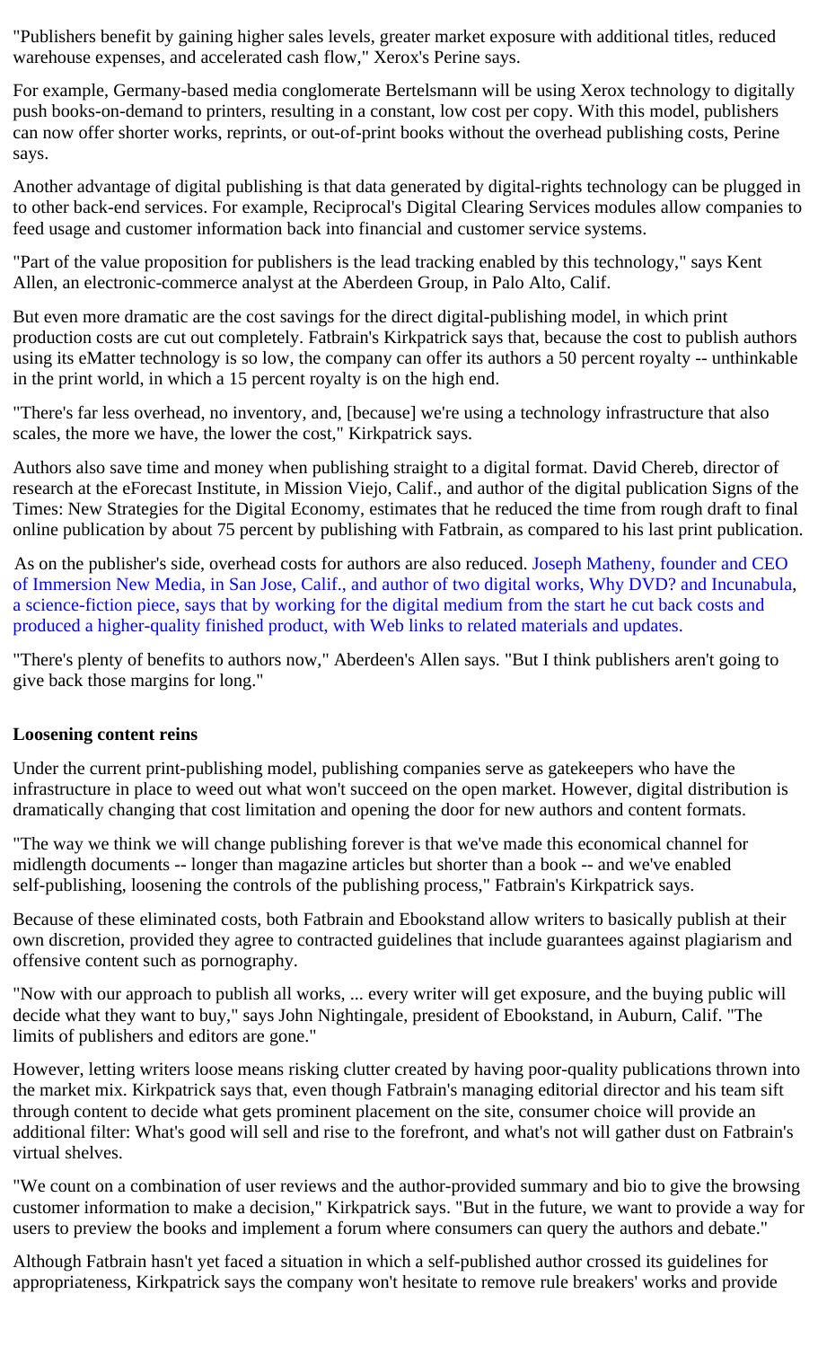"Publishers benefit by gaining higher sales levels, greater market exposure with additional titles, reduced warehouse expenses, and accelerated cash flow," Xerox's Perine says.

For example, Germany-based media conglomerate Bertelsmann will be using Xerox technology to digitally push books-on-demand to printers, resulting in a constant, low cost per copy. With this model, publishers can now offer shorter works, reprints, or out-of-print books without the overhead publishing costs, Perine says.

Another advantage of digital publishing is that data generated by digital-rights technology can be plugged in to other back-end services. For example, Reciprocal's Digital Clearing Services modules allow companies to feed usage and customer information back into financial and customer service systems.

"Part of the value proposition for publishers is the lead tracking enabled by this technology," says Kent Allen, an electronic-commerce analyst at the Aberdeen Group, in Palo Alto, Calif.

But even more dramatic are the cost savings for the direct digital-publishing model, in which print production costs are cut out completely. Fatbrain's Kirkpatrick says that, because the cost to publish authors using its eMatter technology is so low, the company can offer its authors a 50 percent royalty -- unthinkable in the print world, in which a 15 percent royalty is on the high end.

"There's far less overhead, no inventory, and, [because] we're using a technology infrastructure that also scales, the more we have, the lower the cost," Kirkpatrick says.

Authors also save time and money when publishing straight to a digital format. David Chereb, director of research at the eForecast Institute, in Mission Viejo, Calif., and author of the digital publication Signs of the Times: New Strategies for the Digital Economy, estimates that he reduced the time from rough draft to final online publication by about 75 percent by publishing with Fatbrain, as compared to his last print publication.

As on the publisher's side, overhead costs for authors are also reduced. Joseph Matheny, founder and CEO of Immersion New Media, in San Jose, Calif., and author of two digital works, Why DVD? and Incunabula, a science-fiction piece, says that by working for the digital medium from the start he cut back costs and produced a higher-quality finished product, with Web links to related materials and updates.

"There's plenty of benefits to authors now," Aberdeen's Allen says. "But I think publishers aren't going to give back those margins for long."

**Loosening content reins**

Under the current print-publishing model, publishing companies serve as gatekeepers who have the infrastructure in place to weed out what won't succeed on the open market. However, digital distribution is dramatically changing that cost limitation and opening the door for new authors and content formats.

"The way we think we will change publishing forever is that we've made this economical channel for midlength documents -- longer than magazine articles but shorter than a book -- and we've enabled self-publishing, loosening the controls of the publishing process," Fatbrain's Kirkpatrick says.

Because of these eliminated costs, both Fatbrain and Ebookstand allow writers to basically publish at their own discretion, provided they agree to contracted guidelines that include guarantees against plagiarism and offensive content such as pornography.

"Now with our approach to publish all works, ... every writer will get exposure, and the buying public will decide what they want to buy," says John Nightingale, president of Ebookstand, in Auburn, Calif. "The limits of publishers and editors are gone."

However, letting writers loose means risking clutter created by having poor-quality publications thrown into the market mix. Kirkpatrick says that, even though Fatbrain's managing editorial director and his team sift through content to decide what gets prominent placement on the site, consumer choice will provide an additional filter: What's good will sell and rise to the forefront, and what's not will gather dust on Fatbrain's virtual shelves.

"We count on a combination of user reviews and the author-provided summary and bio to give the browsing customer information to make a decision," Kirkpatrick says. "But in the future, we want to provide a way for users to preview the books and implement a forum where consumers can query the authors and debate."

Although Fatbrain hasn't yet faced a situation in which a self-published author crossed its guidelines for appropriateness, Kirkpatrick says the company won't hesitate to remove rule breakers' works and provide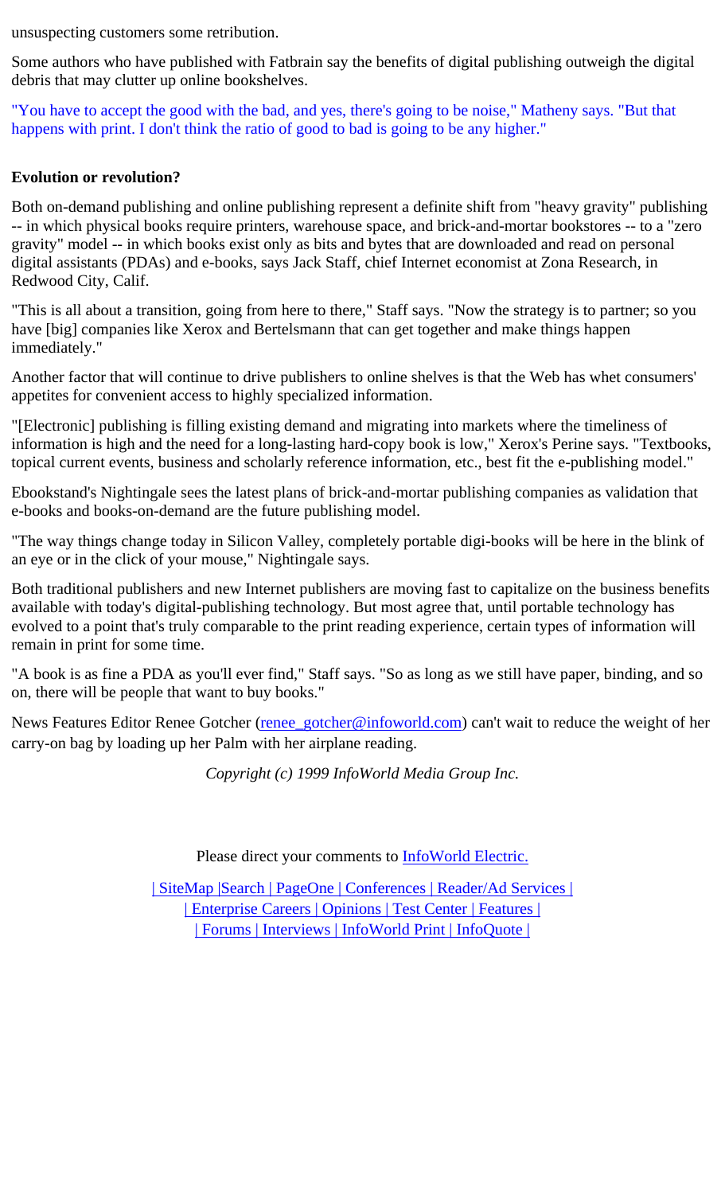unsuspecting customers some retribution.

Some authors who have published with Fatbrain say the benefits of digital publishing outweigh the digital debris that may clutter up online bookshelves.

"You have to accept the good with the bad, and yes, there's going to be noise," Matheny says. "But that happens with print. I don't think the ratio of good to bad is going to be any higher."

**Evolution or revolution?**

Both on-demand publishing and online publishing represent a definite shift from "heavy gravity" publishing -- in which physical books require printers, warehouse space, and brick-and-mortar bookstores -- to a "zero gravity" model -- in which books exist only as bits and bytes that are downloaded and read on personal digital assistants (PDAs) and e-books, says Jack Staff, chief Internet economist at Zona Research, in Redwood City, Calif.

"This is all about a transition, going from here to there," Staff says. "Now the strategy is to partner; so you have [big] companies like Xerox and Bertelsmann that can get together and make things happen immediately."

Another factor that will continue to drive publishers to online shelves is that the Web has whet consumers' appetites for convenient access to highly specialized information.

"[Electronic] publishing is filling existing demand and migrating into markets where the timeliness of information is high and the need for a long-lasting hard-copy book is low," Xerox's Perine says. "Textbooks, topical current events, business and scholarly reference information, etc., best fit the e-publishing model."

Ebookstand's Nightingale sees the latest plans of brick-and-mortar publishing companies as validation that e-books and books-on-demand are the future publishing model.

"The way things change today in Silicon Valley, completely portable digi-books will be here in the blink of an eye or in the click of your mouse," Nightingale says.

Both traditional publishers and new Internet publishers are moving fast to capitalize on the business benefits available with today's digital-publishing technology. But most agree that, until portable technology has evolved to a point that's truly comparable to the print reading experience, certain types of information will remain in print for some time.

"A book is as fine a PDA as you'll ever find," Staff says. "So as long as we still have paper, binding, and so on, there will be people that want to buy books."

News Features Editor Renee Gotcher (renee_gotcher@infoworld.com) can't wait to reduce the weight of her carry-on bag by loading up her Palm with her airplane reading.

*Copyright (c) 1999 InfoWorld Media Group Inc.*

Please direct your comments to InfoWorld Electric.

| SiteMap |Search | PageOne | Conferences | Reader/Ad Services |
| Enterprise Careers | Opinions | Test Center | Features |
| Forums | Interviews | InfoWorld Print | InfoQuote |